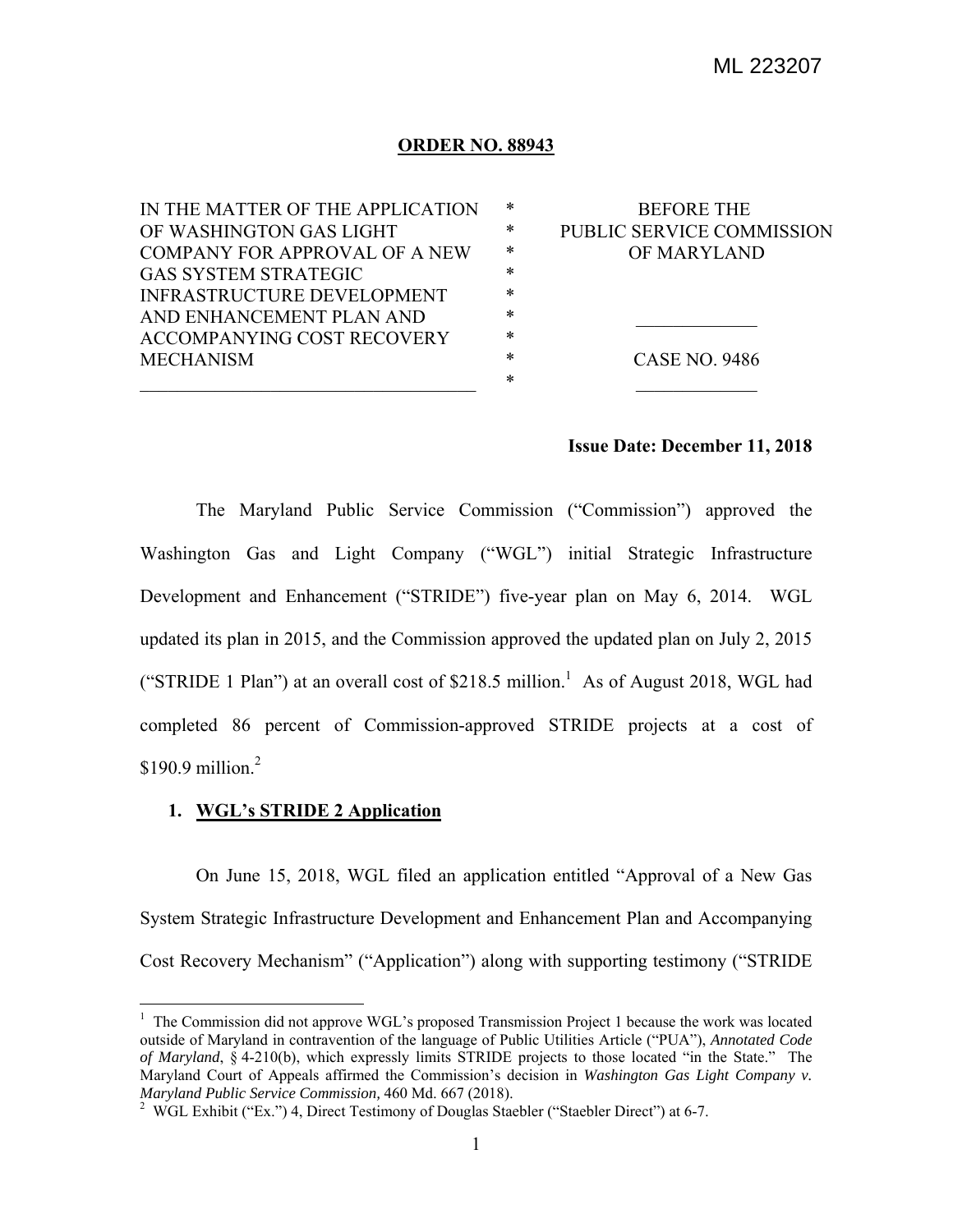ML 223207

**ORDER NO. 88943**

| IN THE MATTER OF THE APPLICATION OF WASHINGTON GAS LIGHT COMPANY FOR APPROVAL OF A NEW GAS SYSTEM STRATEGIC INFRASTRUCTURE DEVELOPMENT AND ENHANCEMENT PLAN AND ACCOMPANYING COST RECOVERY MECHANISM | * * * * * * * * * | BEFORE THE PUBLIC SERVICE COMMISSION OF MARYLAND<br><br>CASE NO. 9486 |
|---|---|---|

**Issue Date: December 11, 2018**

The Maryland Public Service Commission ("Commission") approved the Washington Gas and Light Company ("WGL") initial Strategic Infrastructure Development and Enhancement ("STRIDE") five-year plan on May 6, 2014. WGL updated its plan in 2015, and the Commission approved the updated plan on July 2, 2015 ("STRIDE 1 Plan") at an overall cost of $218.5 million.[1] As of August 2018, WGL had completed 86 percent of Commission-approved STRIDE projects at a cost of $190.9 million.[2]

## 1. WGL's STRIDE 2 Application

On June 15, 2018, WGL filed an application entitled "Approval of a New Gas System Strategic Infrastructure Development and Enhancement Plan and Accompanying Cost Recovery Mechanism" ("Application") along with supporting testimony ("STRIDE

[1] The Commission did not approve WGL's proposed Transmission Project 1 because the work was located outside of Maryland in contravention of the language of Public Utilities Article ("PUA"), *Annotated Code of Maryland*, § 4-210(b), which expressly limits STRIDE projects to those located "in the State." The Maryland Court of Appeals affirmed the Commission's decision in *Washington Gas Light Company v. Maryland Public Service Commission,* 460 Md. 667 (2018).

[2] WGL Exhibit ("Ex.") 4, Direct Testimony of Douglas Staebler ("Staebler Direct") at 6-7.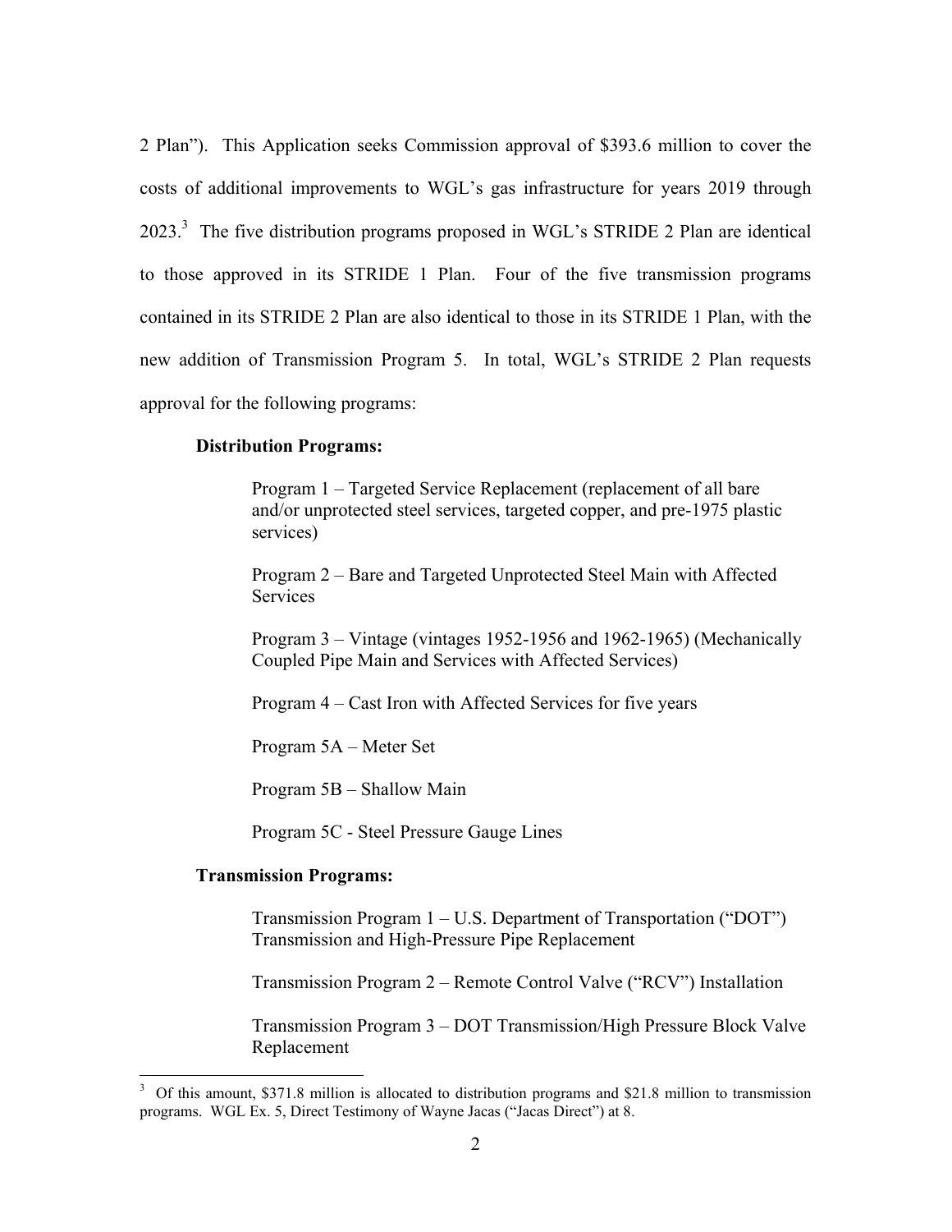2 Plan"). This Application seeks Commission approval of $393.6 million to cover the costs of additional improvements to WGL's gas infrastructure for years 2019 through 2023.[3] The five distribution programs proposed in WGL's STRIDE 2 Plan are identical to those approved in its STRIDE 1 Plan. Four of the five transmission programs contained in its STRIDE 2 Plan are also identical to those in its STRIDE 1 Plan, with the new addition of Transmission Program 5. In total, WGL's STRIDE 2 Plan requests approval for the following programs:

**Distribution Programs:**

Program 1 – Targeted Service Replacement (replacement of all bare and/or unprotected steel services, targeted copper, and pre-1975 plastic services)

Program 2 – Bare and Targeted Unprotected Steel Main with Affected Services

Program 3 – Vintage (vintages 1952-1956 and 1962-1965) (Mechanically Coupled Pipe Main and Services with Affected Services)

Program 4 – Cast Iron with Affected Services for five years

Program 5A – Meter Set

Program 5B – Shallow Main

Program 5C - Steel Pressure Gauge Lines

**Transmission Programs:**

Transmission Program 1 – U.S. Department of Transportation ("DOT") Transmission and High-Pressure Pipe Replacement

Transmission Program 2 – Remote Control Valve ("RCV") Installation

Transmission Program 3 – DOT Transmission/High Pressure Block Valve Replacement

---

[3] Of this amount, $371.8 million is allocated to distribution programs and $21.8 million to transmission programs. WGL Ex. 5, Direct Testimony of Wayne Jacas ("Jacas Direct") at 8.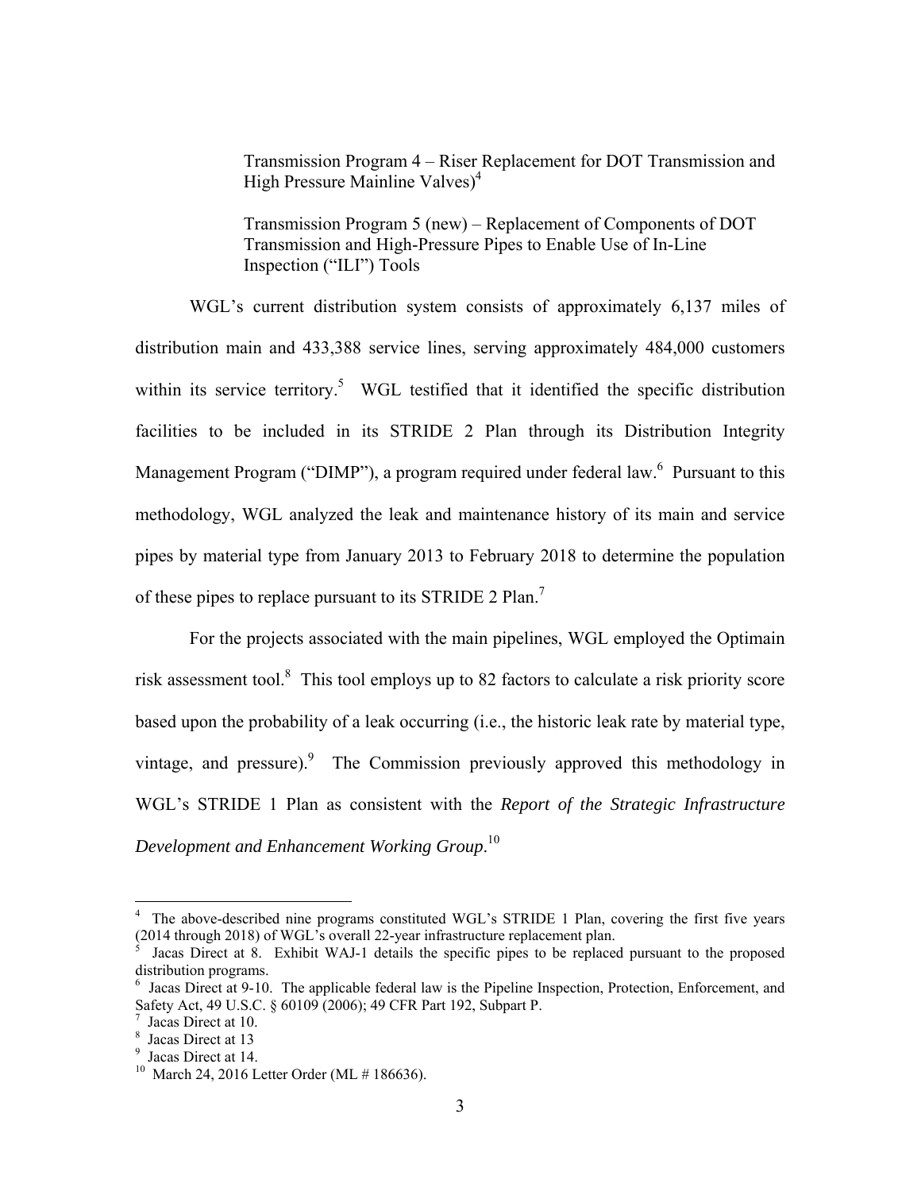Transmission Program 4 – Riser Replacement for DOT Transmission and High Pressure Mainline Valves)[4]

Transmission Program 5 (new) – Replacement of Components of DOT Transmission and High-Pressure Pipes to Enable Use of In-Line Inspection ("ILI") Tools

WGL's current distribution system consists of approximately 6,137 miles of distribution main and 433,388 service lines, serving approximately 484,000 customers within its service territory.[5] WGL testified that it identified the specific distribution facilities to be included in its STRIDE 2 Plan through its Distribution Integrity Management Program ("DIMP"), a program required under federal law.[6] Pursuant to this methodology, WGL analyzed the leak and maintenance history of its main and service pipes by material type from January 2013 to February 2018 to determine the population of these pipes to replace pursuant to its STRIDE 2 Plan.[7]

For the projects associated with the main pipelines, WGL employed the Optimain risk assessment tool.[8] This tool employs up to 82 factors to calculate a risk priority score based upon the probability of a leak occurring (i.e., the historic leak rate by material type, vintage, and pressure).[9] The Commission previously approved this methodology in WGL's STRIDE 1 Plan as consistent with the *Report of the Strategic Infrastructure Development and Enhancement Working Group*.[10]

---

[4] The above-described nine programs constituted WGL's STRIDE 1 Plan, covering the first five years (2014 through 2018) of WGL's overall 22-year infrastructure replacement plan.

[5] Jacas Direct at 8. Exhibit WAJ-1 details the specific pipes to be replaced pursuant to the proposed distribution programs.

[6] Jacas Direct at 9-10. The applicable federal law is the Pipeline Inspection, Protection, Enforcement, and Safety Act, 49 U.S.C. § 60109 (2006); 49 CFR Part 192, Subpart P.

[7] Jacas Direct at 10.

[8] Jacas Direct at 13

[9] Jacas Direct at 14.

[10] March 24, 2016 Letter Order (ML # 186636).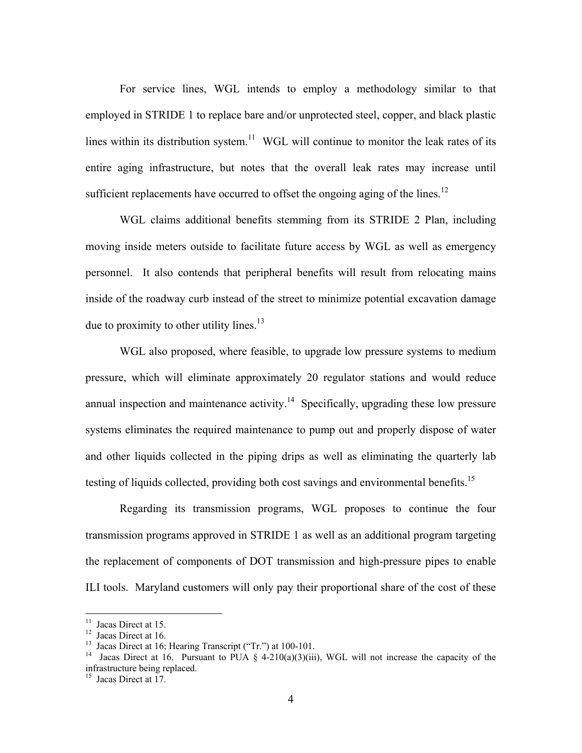For service lines, WGL intends to employ a methodology similar to that employed in STRIDE 1 to replace bare and/or unprotected steel, copper, and black plastic lines within its distribution system.[11] WGL will continue to monitor the leak rates of its entire aging infrastructure, but notes that the overall leak rates may increase until sufficient replacements have occurred to offset the ongoing aging of the lines.[12]

WGL claims additional benefits stemming from its STRIDE 2 Plan, including moving inside meters outside to facilitate future access by WGL as well as emergency personnel. It also contends that peripheral benefits will result from relocating mains inside of the roadway curb instead of the street to minimize potential excavation damage due to proximity to other utility lines.[13]

WGL also proposed, where feasible, to upgrade low pressure systems to medium pressure, which will eliminate approximately 20 regulator stations and would reduce annual inspection and maintenance activity.[14] Specifically, upgrading these low pressure systems eliminates the required maintenance to pump out and properly dispose of water and other liquids collected in the piping drips as well as eliminating the quarterly lab testing of liquids collected, providing both cost savings and environmental benefits.[15]

Regarding its transmission programs, WGL proposes to continue the four transmission programs approved in STRIDE 1 as well as an additional program targeting the replacement of components of DOT transmission and high-pressure pipes to enable ILI tools. Maryland customers will only pay their proportional share of the cost of these

---

[11] Jacas Direct at 15.

[12] Jacas Direct at 16.

[13] Jacas Direct at 16; Hearing Transcript ("Tr.") at 100-101.

[14] Jacas Direct at 16. Pursuant to PUA § 4-210(a)(3)(iii), WGL will not increase the capacity of the infrastructure being replaced.

[15] Jacas Direct at 17.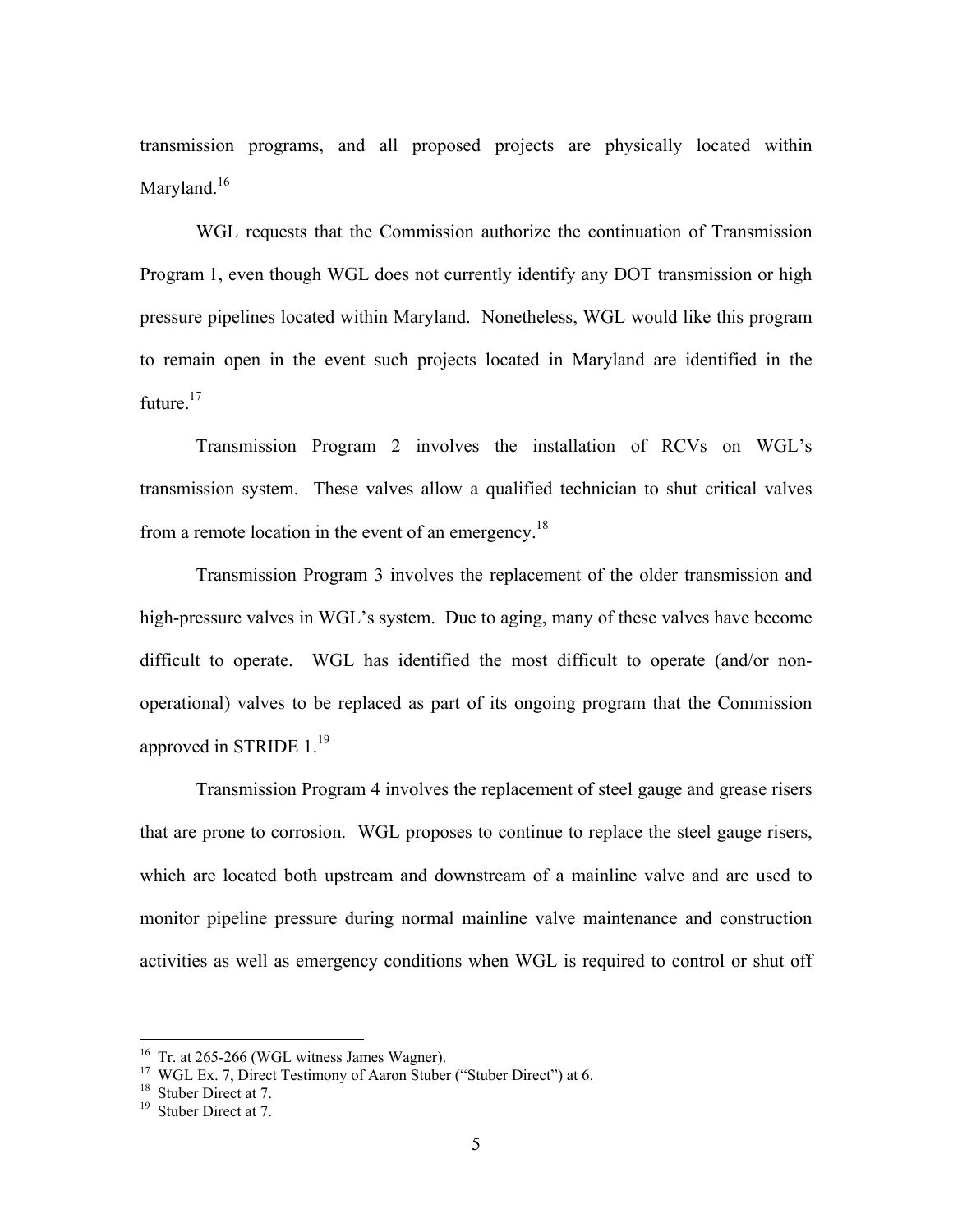transmission programs, and all proposed projects are physically located within Maryland.[16]

WGL requests that the Commission authorize the continuation of Transmission Program 1, even though WGL does not currently identify any DOT transmission or high pressure pipelines located within Maryland. Nonetheless, WGL would like this program to remain open in the event such projects located in Maryland are identified in the future.[17]

Transmission Program 2 involves the installation of RCVs on WGL's transmission system. These valves allow a qualified technician to shut critical valves from a remote location in the event of an emergency.[18]

Transmission Program 3 involves the replacement of the older transmission and high-pressure valves in WGL's system. Due to aging, many of these valves have become difficult to operate. WGL has identified the most difficult to operate (and/or non-operational) valves to be replaced as part of its ongoing program that the Commission approved in STRIDE 1.[19]

Transmission Program 4 involves the replacement of steel gauge and grease risers that are prone to corrosion. WGL proposes to continue to replace the steel gauge risers, which are located both upstream and downstream of a mainline valve and are used to monitor pipeline pressure during normal mainline valve maintenance and construction activities as well as emergency conditions when WGL is required to control or shut off

---

[16] Tr. at 265-266 (WGL witness James Wagner).

[17] WGL Ex. 7, Direct Testimony of Aaron Stuber ("Stuber Direct") at 6.

[18] Stuber Direct at 7.

[19] Stuber Direct at 7.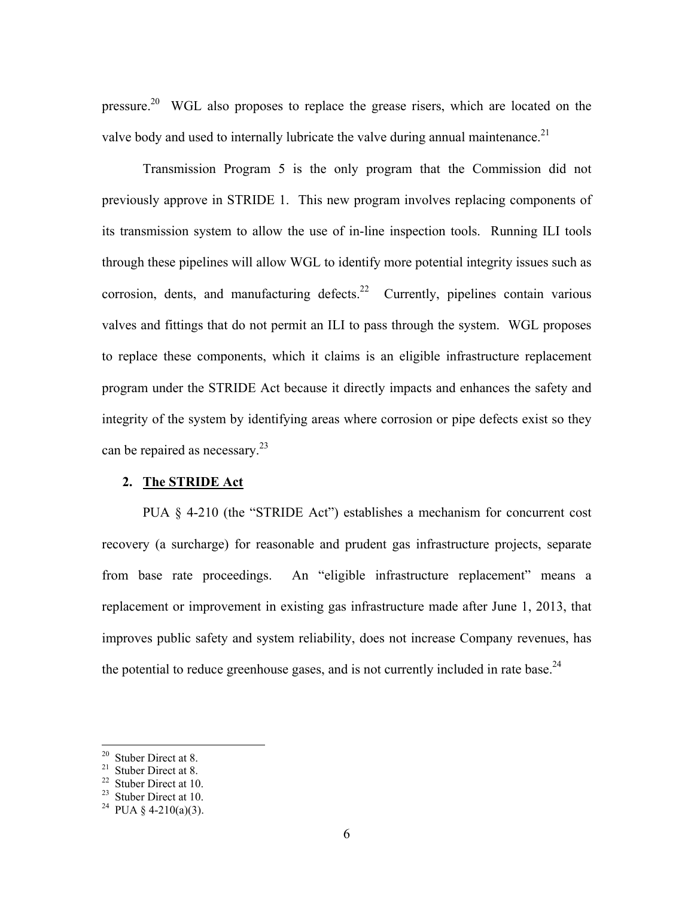pressure.[20] WGL also proposes to replace the grease risers, which are located on the valve body and used to internally lubricate the valve during annual maintenance.[21]

Transmission Program 5 is the only program that the Commission did not previously approve in STRIDE 1. This new program involves replacing components of its transmission system to allow the use of in-line inspection tools. Running ILI tools through these pipelines will allow WGL to identify more potential integrity issues such as corrosion, dents, and manufacturing defects.[22] Currently, pipelines contain various valves and fittings that do not permit an ILI to pass through the system. WGL proposes to replace these components, which it claims is an eligible infrastructure replacement program under the STRIDE Act because it directly impacts and enhances the safety and integrity of the system by identifying areas where corrosion or pipe defects exist so they can be repaired as necessary.[23]

## 2. <u>The STRIDE Act</u>

PUA § 4-210 (the "STRIDE Act") establishes a mechanism for concurrent cost recovery (a surcharge) for reasonable and prudent gas infrastructure projects, separate from base rate proceedings. An "eligible infrastructure replacement" means a replacement or improvement in existing gas infrastructure made after June 1, 2013, that improves public safety and system reliability, does not increase Company revenues, has the potential to reduce greenhouse gases, and is not currently included in rate base.[24]

---

[20] Stuber Direct at 8.
[21] Stuber Direct at 8.
[22] Stuber Direct at 10.
[23] Stuber Direct at 10.
[24] PUA § 4-210(a)(3).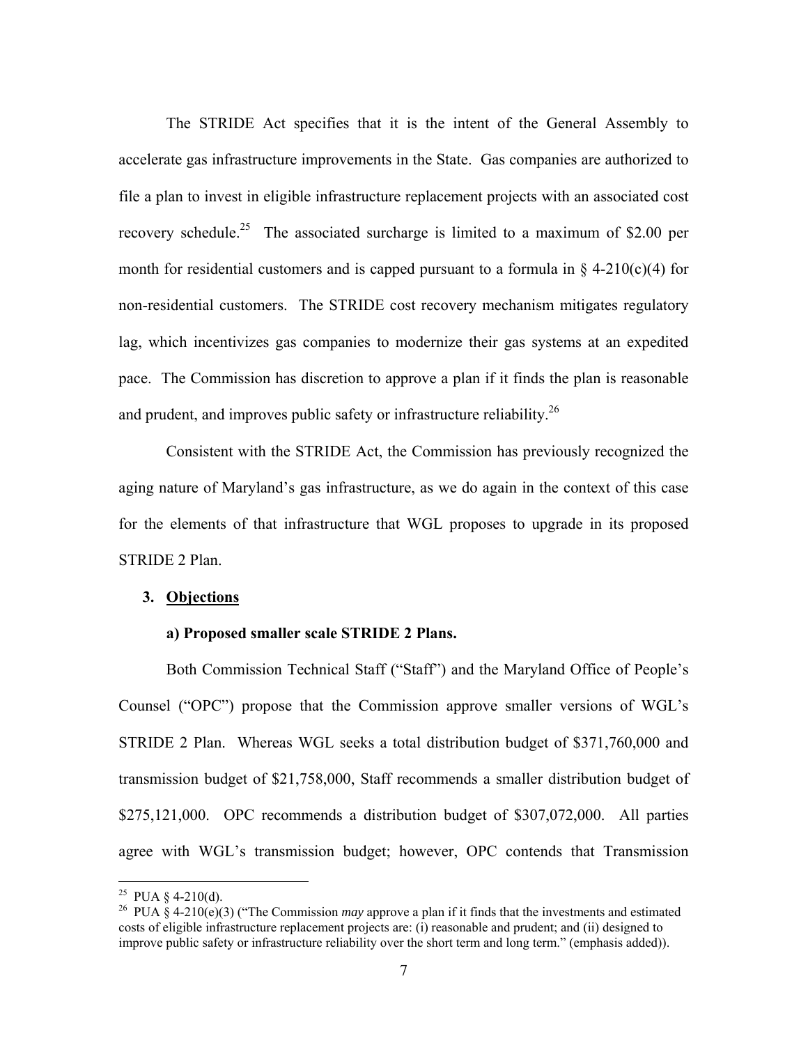The STRIDE Act specifies that it is the intent of the General Assembly to accelerate gas infrastructure improvements in the State. Gas companies are authorized to file a plan to invest in eligible infrastructure replacement projects with an associated cost recovery schedule.[25] The associated surcharge is limited to a maximum of $2.00 per month for residential customers and is capped pursuant to a formula in § 4-210(c)(4) for non-residential customers. The STRIDE cost recovery mechanism mitigates regulatory lag, which incentivizes gas companies to modernize their gas systems at an expedited pace. The Commission has discretion to approve a plan if it finds the plan is reasonable and prudent, and improves public safety or infrastructure reliability.[26]

Consistent with the STRIDE Act, the Commission has previously recognized the aging nature of Maryland's gas infrastructure, as we do again in the context of this case for the elements of that infrastructure that WGL proposes to upgrade in its proposed STRIDE 2 Plan.

### 3. **Objections**

#### a) Proposed smaller scale STRIDE 2 Plans.

Both Commission Technical Staff ("Staff") and the Maryland Office of People's Counsel ("OPC") propose that the Commission approve smaller versions of WGL's STRIDE 2 Plan. Whereas WGL seeks a total distribution budget of $371,760,000 and transmission budget of $21,758,000, Staff recommends a smaller distribution budget of $275,121,000. OPC recommends a distribution budget of $307,072,000. All parties agree with WGL's transmission budget; however, OPC contends that Transmission

---

[25] PUA § 4-210(d).

[26] PUA § 4-210(e)(3) ("The Commission *may* approve a plan if it finds that the investments and estimated costs of eligible infrastructure replacement projects are: (i) reasonable and prudent; and (ii) designed to improve public safety or infrastructure reliability over the short term and long term." (emphasis added)).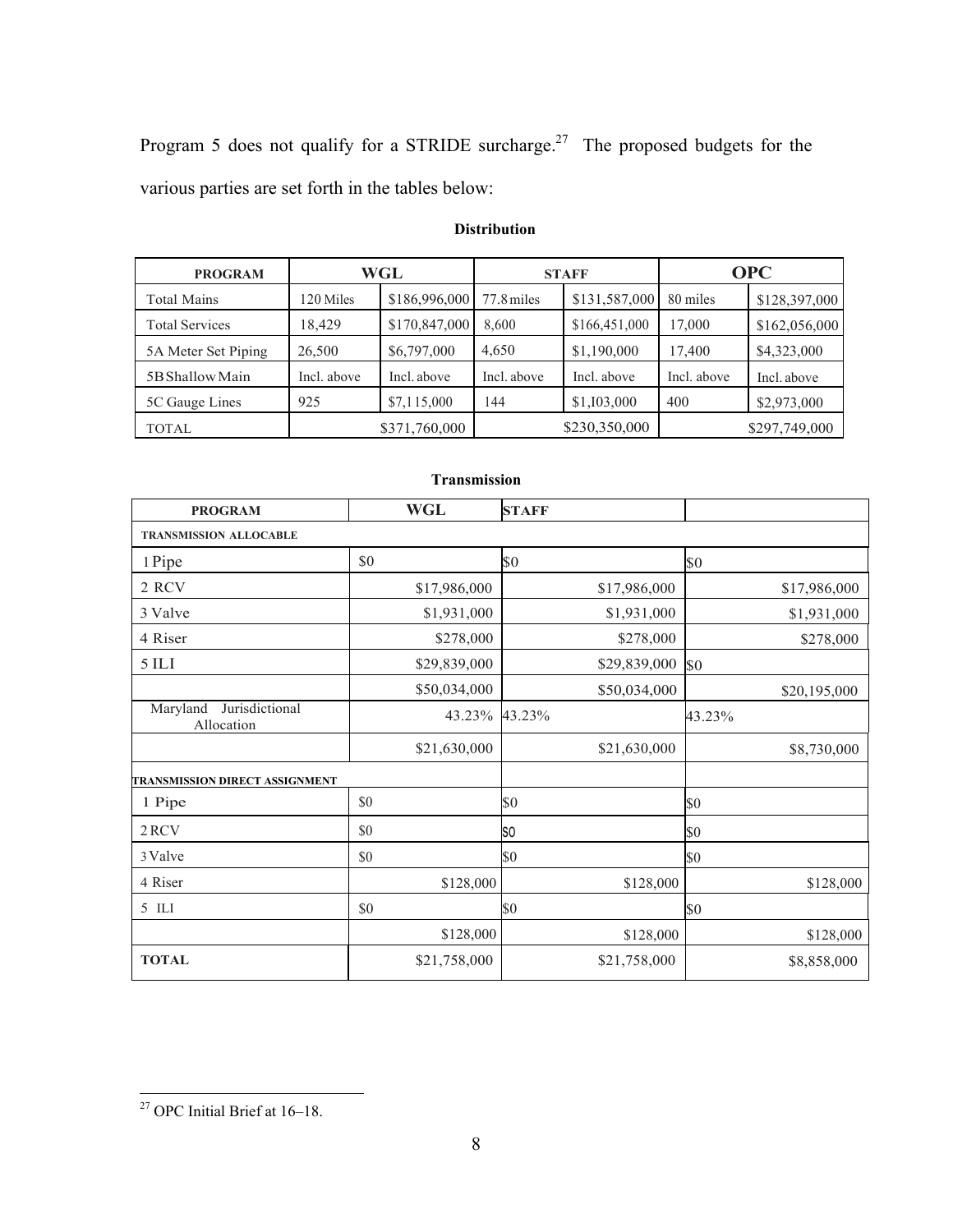Program 5 does not qualify for a STRIDE surcharge.[27] The proposed budgets for the various parties are set forth in the tables below:

**Distribution**

| PROGRAM | WGL | | STAFF | | OPC | |
|---|---|---|---|---|---|---|
| Total Mains | 120 Miles | $186,996,000 | 77.8 miles | $131,587,000 | 80 miles | $128,397,000 |
| Total Services | 18,429 | $170,847,000 | 8,600 | $166,451,000 | 17,000 | $162,056,000 |
| 5A Meter Set Piping | 26,500 | $6,797,000 | 4,650 | $1,190,000 | 17,400 | $4,323,000 |
| 5B Shallow Main | Incl. above | Incl. above | Incl. above | Incl. above | Incl. above | Incl. above |
| 5C Gauge Lines | 925 | $7,115,000 | 144 | $1,I03,000 | 400 | $2,973,000 |
| TOTAL | | $371,760,000 | | $230,350,000 | | $297,749,000 |

**Transmission**

| PROGRAM | WGL | STAFF | |
|---|---|---|---|
| TRANSMISSION ALLOCABLE | | | |
| 1 Pipe | $0 | $0 | $0 |
| 2 RCV | $17,986,000 | $17,986,000 | $17,986,000 |
| 3 Valve | $1,931,000 | $1,931,000 | $1,931,000 |
| 4 Riser | $278,000 | $278,000 | $278,000 |
| 5 ILI | $29,839,000 | $29,839,000 | $0 |
| | $50,034,000 | $50,034,000 | $20,195,000 |
| Maryland Jurisdictional Allocation | 43.23% | 43.23% | 43.23% |
| | $21,630,000 | $21,630,000 | $8,730,000 |
| TRANSMISSION DIRECT ASSIGNMENT | | | |
| 1 Pipe | $0 | $0 | $0 |
| 2 RCV | $0 | $0 | $0 |
| 3 Valve | $0 | $0 | $0 |
| 4 Riser | $128,000 | $128,000 | $128,000 |
| 5 ILI | $0 | $0 | $0 |
| | $128,000 | $128,000 | $128,000 |
| **TOTAL** | $21,758,000 | $21,758,000 | $8,858,000 |

[27] OPC Initial Brief at 16–18.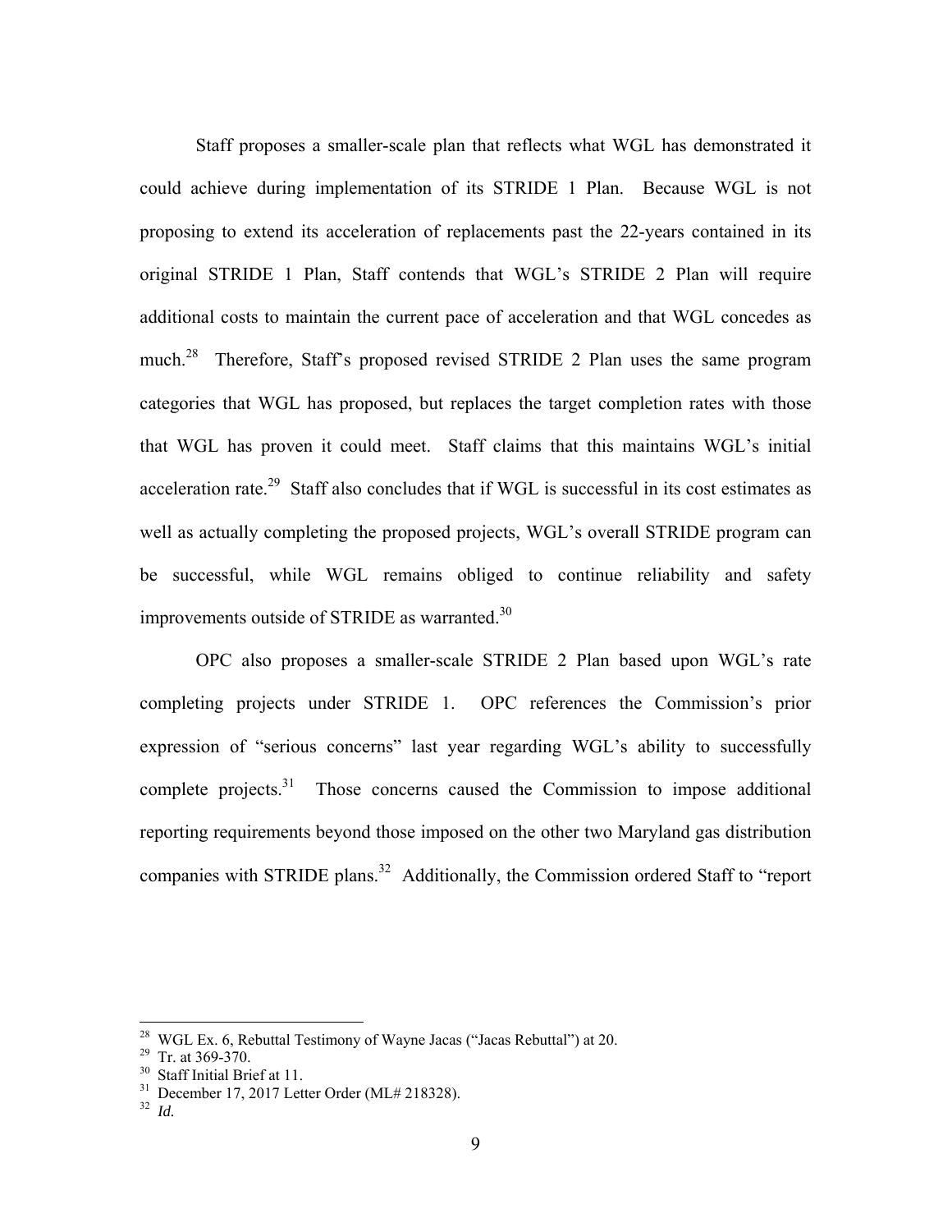Staff proposes a smaller-scale plan that reflects what WGL has demonstrated it could achieve during implementation of its STRIDE 1 Plan. Because WGL is not proposing to extend its acceleration of replacements past the 22-years contained in its original STRIDE 1 Plan, Staff contends that WGL's STRIDE 2 Plan will require additional costs to maintain the current pace of acceleration and that WGL concedes as much.[28] Therefore, Staff's proposed revised STRIDE 2 Plan uses the same program categories that WGL has proposed, but replaces the target completion rates with those that WGL has proven it could meet. Staff claims that this maintains WGL's initial acceleration rate.[29] Staff also concludes that if WGL is successful in its cost estimates as well as actually completing the proposed projects, WGL's overall STRIDE program can be successful, while WGL remains obliged to continue reliability and safety improvements outside of STRIDE as warranted.[30]

OPC also proposes a smaller-scale STRIDE 2 Plan based upon WGL's rate completing projects under STRIDE 1. OPC references the Commission's prior expression of "serious concerns" last year regarding WGL's ability to successfully complete projects.[31] Those concerns caused the Commission to impose additional reporting requirements beyond those imposed on the other two Maryland gas distribution companies with STRIDE plans.[32] Additionally, the Commission ordered Staff to "report

---

[28] WGL Ex. 6, Rebuttal Testimony of Wayne Jacas ("Jacas Rebuttal") at 20.
[29] Tr. at 369-370.
[30] Staff Initial Brief at 11.
[31] December 17, 2017 Letter Order (ML# 218328).
[32] *Id.*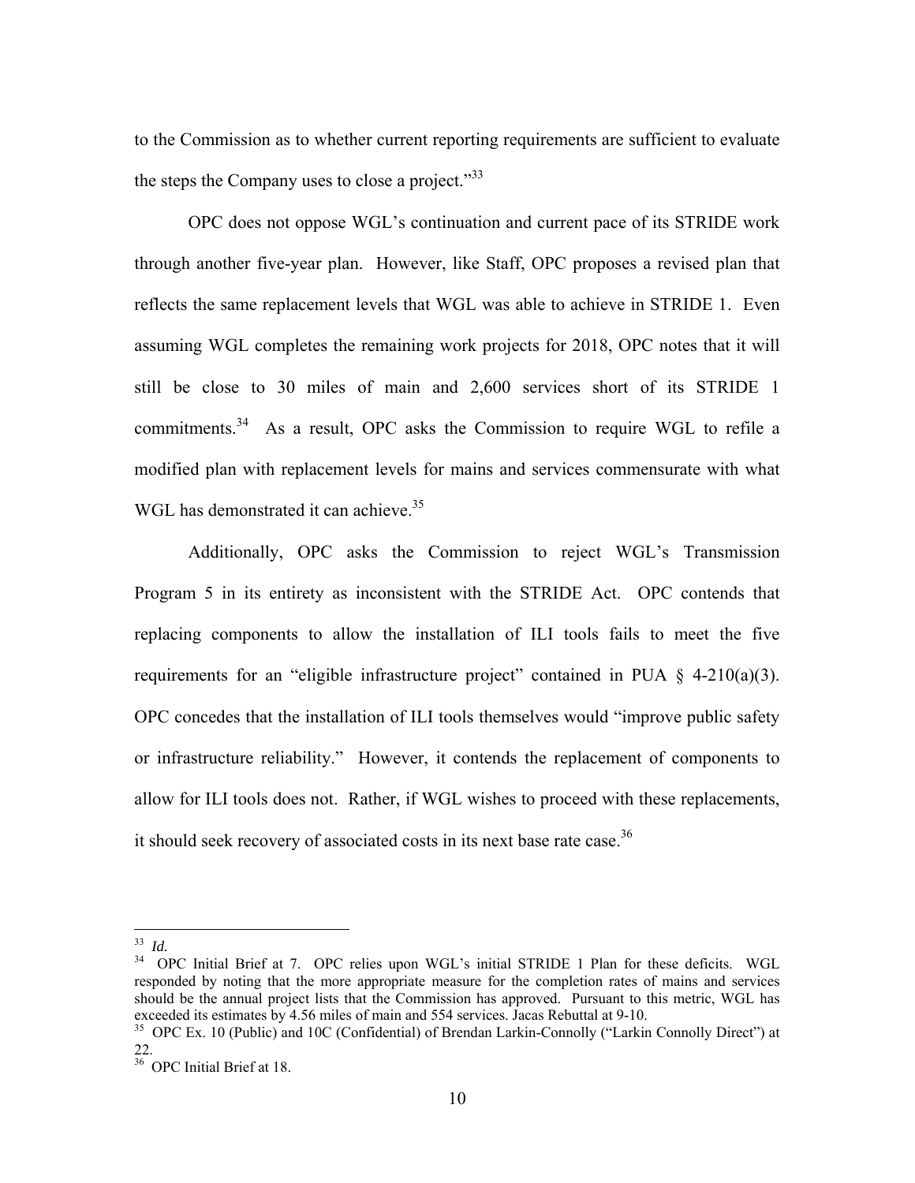to the Commission as to whether current reporting requirements are sufficient to evaluate the steps the Company uses to close a project."[33]

OPC does not oppose WGL's continuation and current pace of its STRIDE work through another five-year plan. However, like Staff, OPC proposes a revised plan that reflects the same replacement levels that WGL was able to achieve in STRIDE 1. Even assuming WGL completes the remaining work projects for 2018, OPC notes that it will still be close to 30 miles of main and 2,600 services short of its STRIDE 1 commitments.[34] As a result, OPC asks the Commission to require WGL to refile a modified plan with replacement levels for mains and services commensurate with what WGL has demonstrated it can achieve.[35]

Additionally, OPC asks the Commission to reject WGL's Transmission Program 5 in its entirety as inconsistent with the STRIDE Act. OPC contends that replacing components to allow the installation of ILI tools fails to meet the five requirements for an "eligible infrastructure project" contained in PUA § 4-210(a)(3). OPC concedes that the installation of ILI tools themselves would "improve public safety or infrastructure reliability." However, it contends the replacement of components to allow for ILI tools does not. Rather, if WGL wishes to proceed with these replacements, it should seek recovery of associated costs in its next base rate case.[36]

---

[33] *Id.*

[34] OPC Initial Brief at 7. OPC relies upon WGL's initial STRIDE 1 Plan for these deficits. WGL responded by noting that the more appropriate measure for the completion rates of mains and services should be the annual project lists that the Commission has approved. Pursuant to this metric, WGL has exceeded its estimates by 4.56 miles of main and 554 services. Jacas Rebuttal at 9-10.

[35] OPC Ex. 10 (Public) and 10C (Confidential) of Brendan Larkin-Connolly ("Larkin Connolly Direct") at 22.

[36] OPC Initial Brief at 18.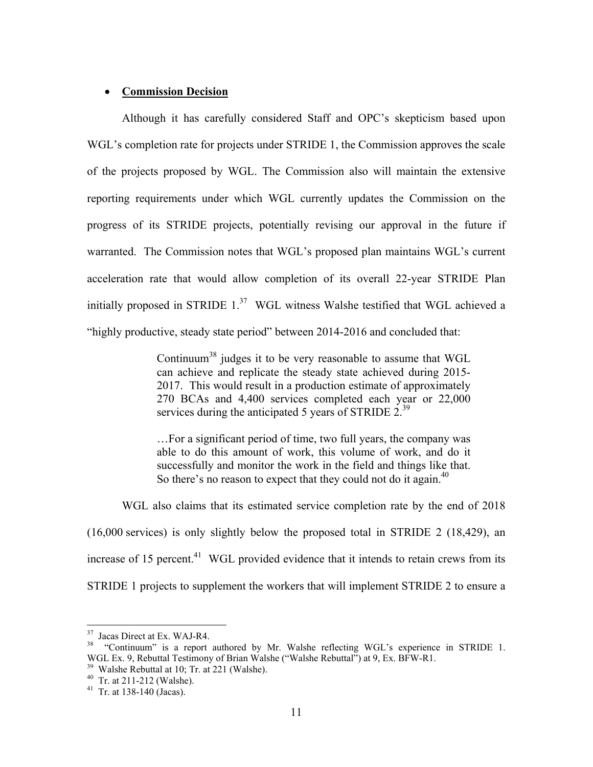- **Commission Decision**

Although it has carefully considered Staff and OPC's skepticism based upon WGL's completion rate for projects under STRIDE 1, the Commission approves the scale of the projects proposed by WGL. The Commission also will maintain the extensive reporting requirements under which WGL currently updates the Commission on the progress of its STRIDE projects, potentially revising our approval in the future if warranted. The Commission notes that WGL's proposed plan maintains WGL's current acceleration rate that would allow completion of its overall 22-year STRIDE Plan initially proposed in STRIDE 1.[37] WGL witness Walshe testified that WGL achieved a "highly productive, steady state period" between 2014-2016 and concluded that:

> Continuum[38] judges it to be very reasonable to assume that WGL can achieve and replicate the steady state achieved during 2015-2017. This would result in a production estimate of approximately 270 BCAs and 4,400 services completed each year or 22,000 services during the anticipated 5 years of STRIDE 2.[39]
>
> …For a significant period of time, two full years, the company was able to do this amount of work, this volume of work, and do it successfully and monitor the work in the field and things like that. So there's no reason to expect that they could not do it again.[40]

WGL also claims that its estimated service completion rate by the end of 2018 (16,000 services) is only slightly below the proposed total in STRIDE 2 (18,429), an increase of 15 percent.[41] WGL provided evidence that it intends to retain crews from its STRIDE 1 projects to supplement the workers that will implement STRIDE 2 to ensure a

---

[37] Jacas Direct at Ex. WAJ-R4.

[38] "Continuum" is a report authored by Mr. Walshe reflecting WGL's experience in STRIDE 1. WGL Ex. 9, Rebuttal Testimony of Brian Walshe ("Walshe Rebuttal") at 9, Ex. BFW-R1.

[39] Walshe Rebuttal at 10; Tr. at 221 (Walshe).

[40] Tr. at 211-212 (Walshe).

[41] Tr. at 138-140 (Jacas).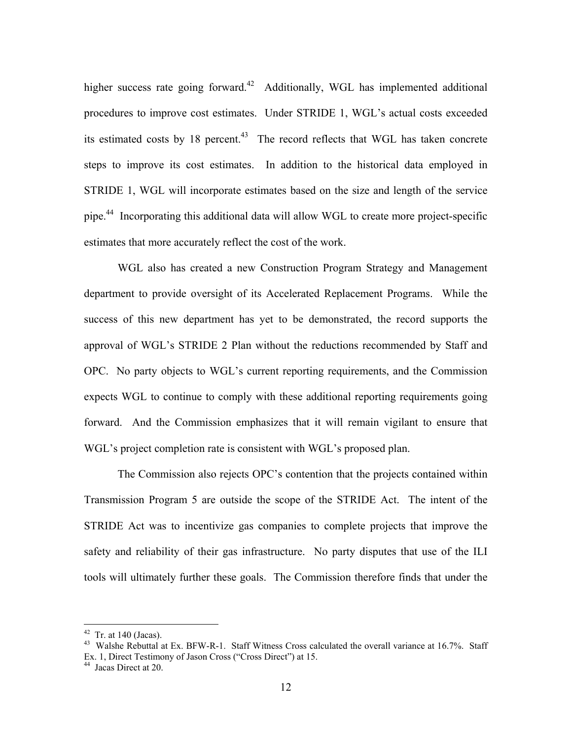higher success rate going forward.[42] Additionally, WGL has implemented additional procedures to improve cost estimates. Under STRIDE 1, WGL's actual costs exceeded its estimated costs by 18 percent.[43] The record reflects that WGL has taken concrete steps to improve its cost estimates. In addition to the historical data employed in STRIDE 1, WGL will incorporate estimates based on the size and length of the service pipe.[44] Incorporating this additional data will allow WGL to create more project-specific estimates that more accurately reflect the cost of the work.

WGL also has created a new Construction Program Strategy and Management department to provide oversight of its Accelerated Replacement Programs. While the success of this new department has yet to be demonstrated, the record supports the approval of WGL's STRIDE 2 Plan without the reductions recommended by Staff and OPC. No party objects to WGL's current reporting requirements, and the Commission expects WGL to continue to comply with these additional reporting requirements going forward. And the Commission emphasizes that it will remain vigilant to ensure that WGL's project completion rate is consistent with WGL's proposed plan.

The Commission also rejects OPC's contention that the projects contained within Transmission Program 5 are outside the scope of the STRIDE Act. The intent of the STRIDE Act was to incentivize gas companies to complete projects that improve the safety and reliability of their gas infrastructure. No party disputes that use of the ILI tools will ultimately further these goals. The Commission therefore finds that under the

---

[42] Tr. at 140 (Jacas).

[43] Walshe Rebuttal at Ex. BFW-R-1. Staff Witness Cross calculated the overall variance at 16.7%. Staff Ex. 1, Direct Testimony of Jason Cross ("Cross Direct") at 15.

[44] Jacas Direct at 20.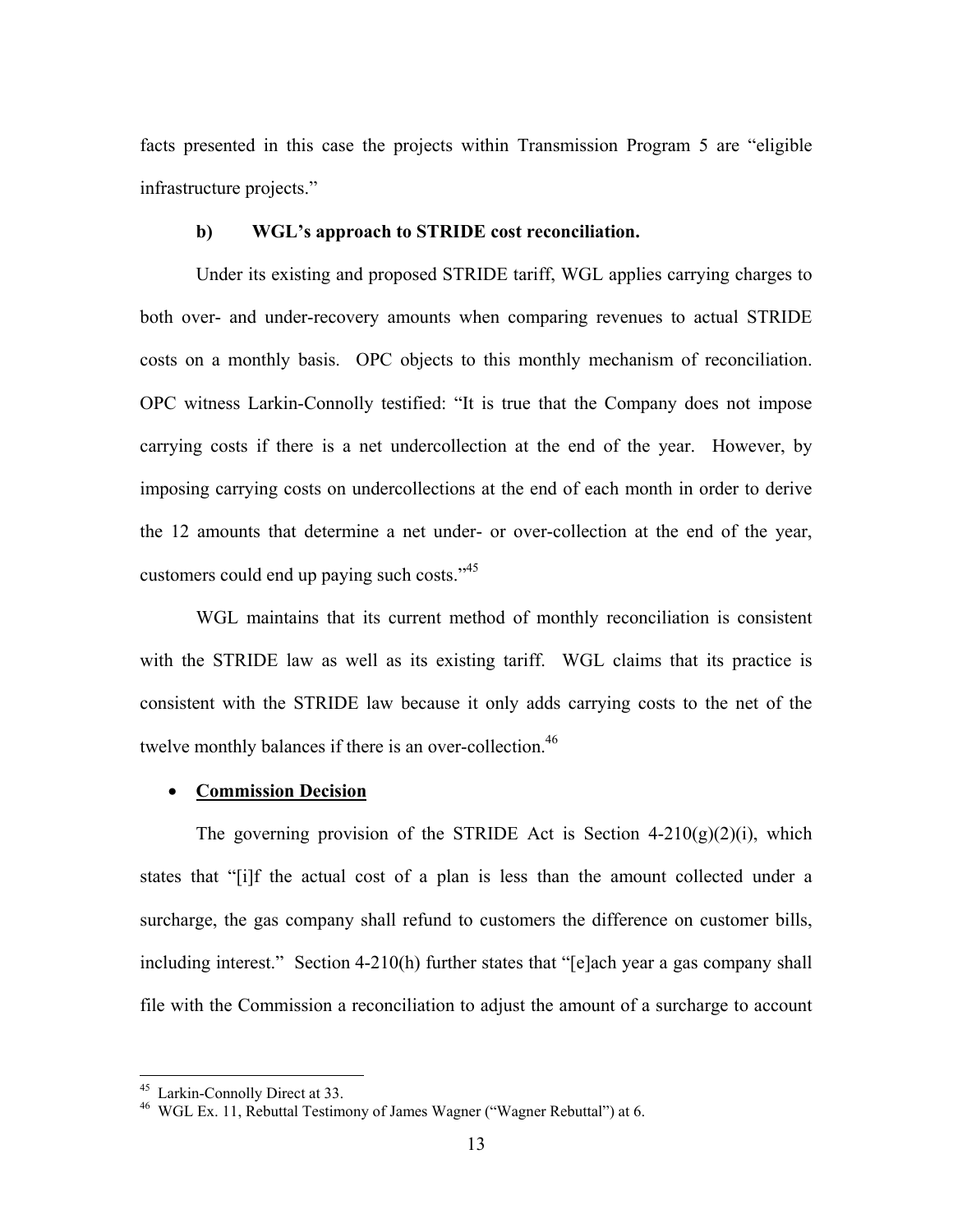facts presented in this case the projects within Transmission Program 5 are "eligible infrastructure projects."

**b) WGL's approach to STRIDE cost reconciliation.**

Under its existing and proposed STRIDE tariff, WGL applies carrying charges to both over- and under-recovery amounts when comparing revenues to actual STRIDE costs on a monthly basis. OPC objects to this monthly mechanism of reconciliation. OPC witness Larkin-Connolly testified: "It is true that the Company does not impose carrying costs if there is a net undercollection at the end of the year. However, by imposing carrying costs on undercollections at the end of each month in order to derive the 12 amounts that determine a net under- or over-collection at the end of the year, customers could end up paying such costs."[45]

WGL maintains that its current method of monthly reconciliation is consistent with the STRIDE law as well as its existing tariff. WGL claims that its practice is consistent with the STRIDE law because it only adds carrying costs to the net of the twelve monthly balances if there is an over-collection.[46]

- **<u>Commission Decision</u>**

The governing provision of the STRIDE Act is Section 4-210(g)(2)(i), which states that "[i]f the actual cost of a plan is less than the amount collected under a surcharge, the gas company shall refund to customers the difference on customer bills, including interest." Section 4-210(h) further states that "[e]ach year a gas company shall file with the Commission a reconciliation to adjust the amount of a surcharge to account

---

[45] Larkin-Connolly Direct at 33.

[46] WGL Ex. 11, Rebuttal Testimony of James Wagner ("Wagner Rebuttal") at 6.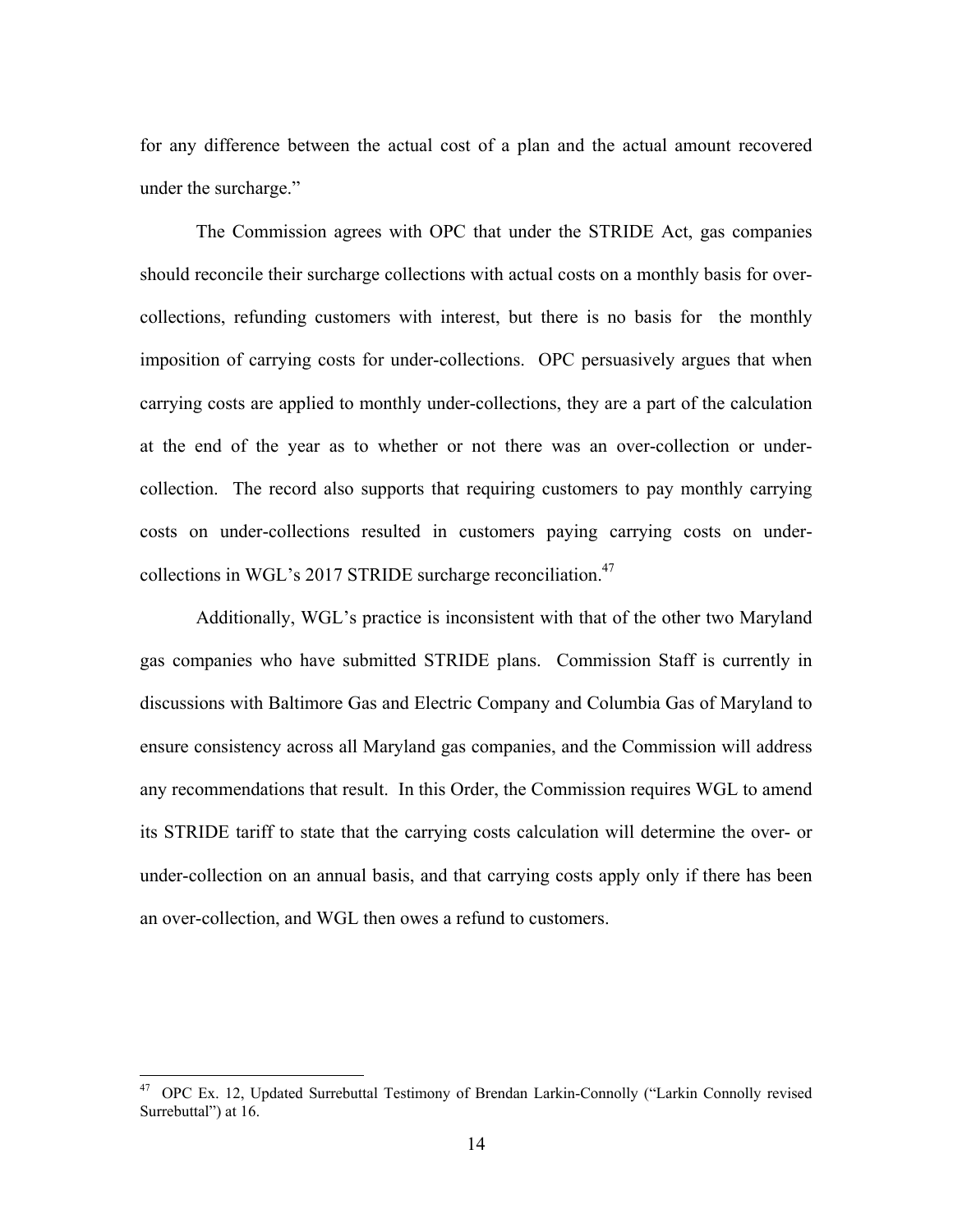for any difference between the actual cost of a plan and the actual amount recovered under the surcharge."

The Commission agrees with OPC that under the STRIDE Act, gas companies should reconcile their surcharge collections with actual costs on a monthly basis for over-collections, refunding customers with interest, but there is no basis for the monthly imposition of carrying costs for under-collections. OPC persuasively argues that when carrying costs are applied to monthly under-collections, they are a part of the calculation at the end of the year as to whether or not there was an over-collection or under-collection. The record also supports that requiring customers to pay monthly carrying costs on under-collections resulted in customers paying carrying costs on under-collections in WGL's 2017 STRIDE surcharge reconciliation.[47]

Additionally, WGL's practice is inconsistent with that of the other two Maryland gas companies who have submitted STRIDE plans. Commission Staff is currently in discussions with Baltimore Gas and Electric Company and Columbia Gas of Maryland to ensure consistency across all Maryland gas companies, and the Commission will address any recommendations that result. In this Order, the Commission requires WGL to amend its STRIDE tariff to state that the carrying costs calculation will determine the over- or under-collection on an annual basis, and that carrying costs apply only if there has been an over-collection, and WGL then owes a refund to customers.

---

[47] OPC Ex. 12, Updated Surrebuttal Testimony of Brendan Larkin-Connolly ("Larkin Connolly revised Surrebuttal") at 16.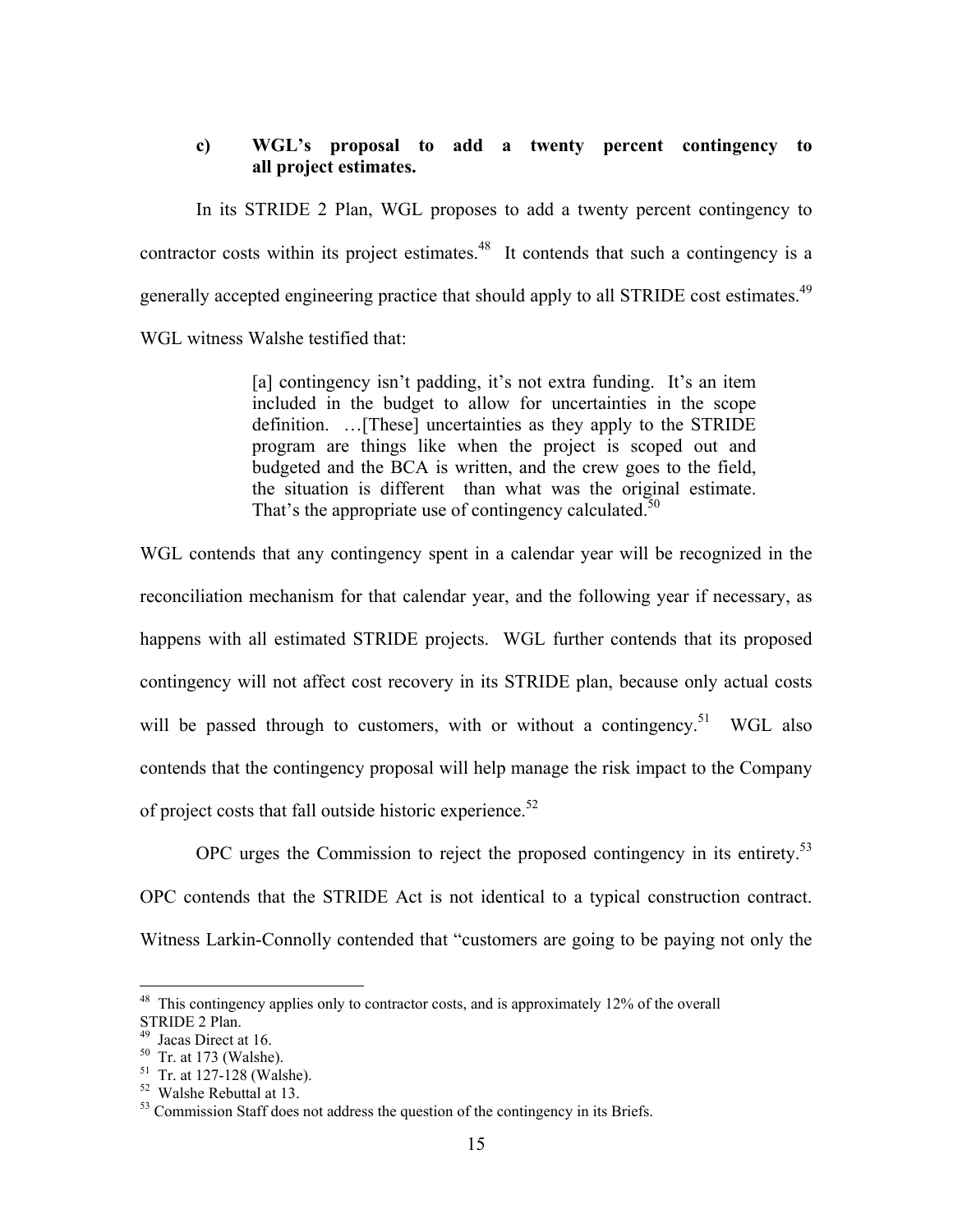### c) WGL's proposal to add a twenty percent contingency to all project estimates.

In its STRIDE 2 Plan, WGL proposes to add a twenty percent contingency to contractor costs within its project estimates.[48] It contends that such a contingency is a generally accepted engineering practice that should apply to all STRIDE cost estimates.[49] WGL witness Walshe testified that:

> [a] contingency isn't padding, it's not extra funding. It's an item included in the budget to allow for uncertainties in the scope definition. …[These] uncertainties as they apply to the STRIDE program are things like when the project is scoped out and budgeted and the BCA is written, and the crew goes to the field, the situation is different than what was the original estimate. That's the appropriate use of contingency calculated.[50]

WGL contends that any contingency spent in a calendar year will be recognized in the reconciliation mechanism for that calendar year, and the following year if necessary, as happens with all estimated STRIDE projects. WGL further contends that its proposed contingency will not affect cost recovery in its STRIDE plan, because only actual costs will be passed through to customers, with or without a contingency.[51] WGL also contends that the contingency proposal will help manage the risk impact to the Company of project costs that fall outside historic experience.[52]

OPC urges the Commission to reject the proposed contingency in its entirety.[53] OPC contends that the STRIDE Act is not identical to a typical construction contract. Witness Larkin-Connolly contended that "customers are going to be paying not only the

---

[48] This contingency applies only to contractor costs, and is approximately 12% of the overall STRIDE 2 Plan.

[49] Jacas Direct at 16.

[50] Tr. at 173 (Walshe).

[51] Tr. at 127-128 (Walshe).

[52] Walshe Rebuttal at 13.

[53] Commission Staff does not address the question of the contingency in its Briefs.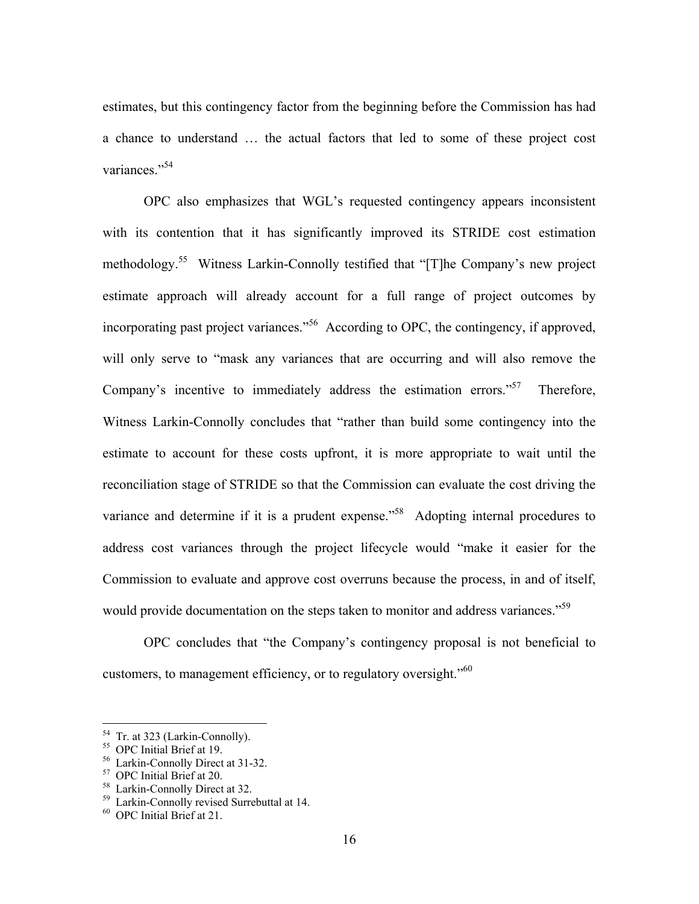estimates, but this contingency factor from the beginning before the Commission has had a chance to understand … the actual factors that led to some of these project cost variances."[54]

OPC also emphasizes that WGL's requested contingency appears inconsistent with its contention that it has significantly improved its STRIDE cost estimation methodology.[55] Witness Larkin-Connolly testified that "[T]he Company's new project estimate approach will already account for a full range of project outcomes by incorporating past project variances."[56] According to OPC, the contingency, if approved, will only serve to "mask any variances that are occurring and will also remove the Company's incentive to immediately address the estimation errors."[57] Therefore, Witness Larkin-Connolly concludes that "rather than build some contingency into the estimate to account for these costs upfront, it is more appropriate to wait until the reconciliation stage of STRIDE so that the Commission can evaluate the cost driving the variance and determine if it is a prudent expense."[58] Adopting internal procedures to address cost variances through the project lifecycle would "make it easier for the Commission to evaluate and approve cost overruns because the process, in and of itself, would provide documentation on the steps taken to monitor and address variances."[59]

OPC concludes that "the Company's contingency proposal is not beneficial to customers, to management efficiency, or to regulatory oversight."[60]

---

[54] Tr. at 323 (Larkin-Connolly).
[55] OPC Initial Brief at 19.
[56] Larkin-Connolly Direct at 31-32.
[57] OPC Initial Brief at 20.
[58] Larkin-Connolly Direct at 32.
[59] Larkin-Connolly revised Surrebuttal at 14.
[60] OPC Initial Brief at 21.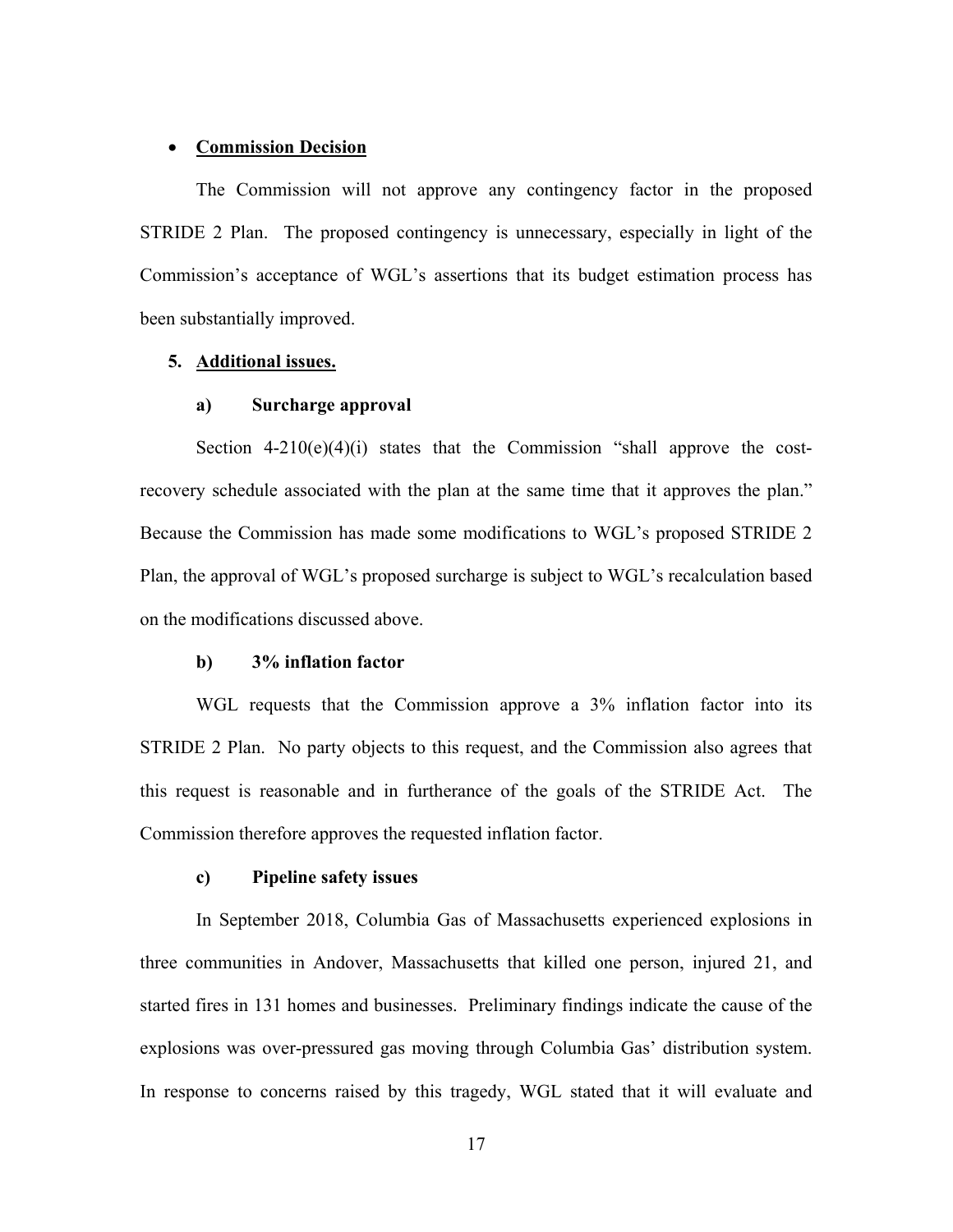- **<u>Commission Decision</u>**

The Commission will not approve any contingency factor in the proposed STRIDE 2 Plan. The proposed contingency is unnecessary, especially in light of the Commission's acceptance of WGL's assertions that its budget estimation process has been substantially improved.

**5. <u>Additional issues.</u>**

**a) Surcharge approval**

Section 4-210(e)(4)(i) states that the Commission "shall approve the cost-recovery schedule associated with the plan at the same time that it approves the plan." Because the Commission has made some modifications to WGL's proposed STRIDE 2 Plan, the approval of WGL's proposed surcharge is subject to WGL's recalculation based on the modifications discussed above.

**b) 3% inflation factor**

WGL requests that the Commission approve a 3% inflation factor into its STRIDE 2 Plan. No party objects to this request, and the Commission also agrees that this request is reasonable and in furtherance of the goals of the STRIDE Act. The Commission therefore approves the requested inflation factor.

**c) Pipeline safety issues**

In September 2018, Columbia Gas of Massachusetts experienced explosions in three communities in Andover, Massachusetts that killed one person, injured 21, and started fires in 131 homes and businesses. Preliminary findings indicate the cause of the explosions was over-pressured gas moving through Columbia Gas' distribution system. In response to concerns raised by this tragedy, WGL stated that it will evaluate and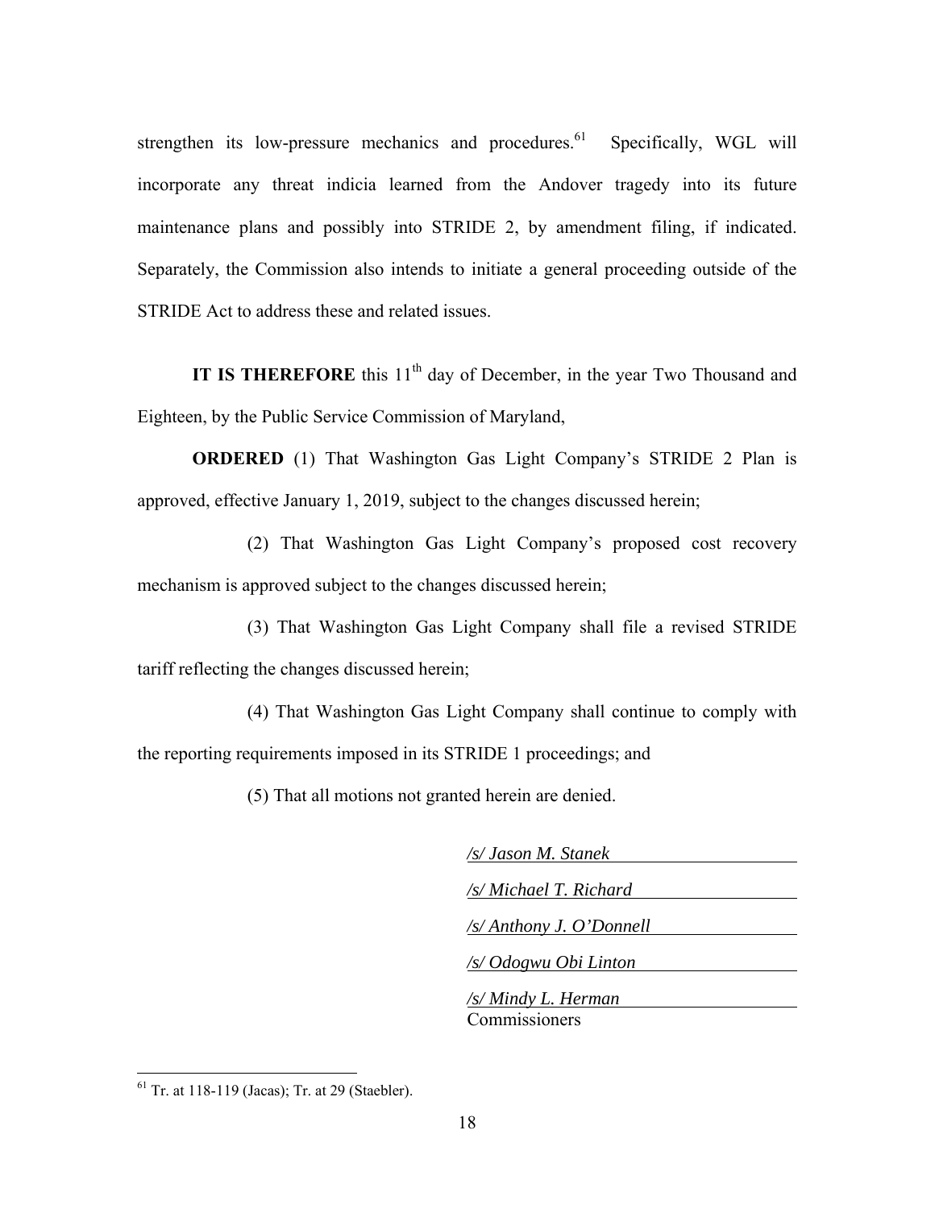strengthen its low-pressure mechanics and procedures.[61] Specifically, WGL will incorporate any threat indicia learned from the Andover tragedy into its future maintenance plans and possibly into STRIDE 2, by amendment filing, if indicated. Separately, the Commission also intends to initiate a general proceeding outside of the STRIDE Act to address these and related issues.

**IT IS THEREFORE** this 11th day of December, in the year Two Thousand and Eighteen, by the Public Service Commission of Maryland,

**ORDERED** (1) That Washington Gas Light Company's STRIDE 2 Plan is approved, effective January 1, 2019, subject to the changes discussed herein;

(2) That Washington Gas Light Company's proposed cost recovery mechanism is approved subject to the changes discussed herein;

(3) That Washington Gas Light Company shall file a revised STRIDE tariff reflecting the changes discussed herein;

(4) That Washington Gas Light Company shall continue to comply with the reporting requirements imposed in its STRIDE 1 proceedings; and

(5) That all motions not granted herein are denied.

*/s/ Jason M. Stanek*

*/s/ Michael T. Richard*

*/s/ Anthony J. O'Donnell*

*/s/ Odogwu Obi Linton*

*/s/ Mindy L. Herman*

Commissioners

---

[61] Tr. at 118-119 (Jacas); Tr. at 29 (Staebler).